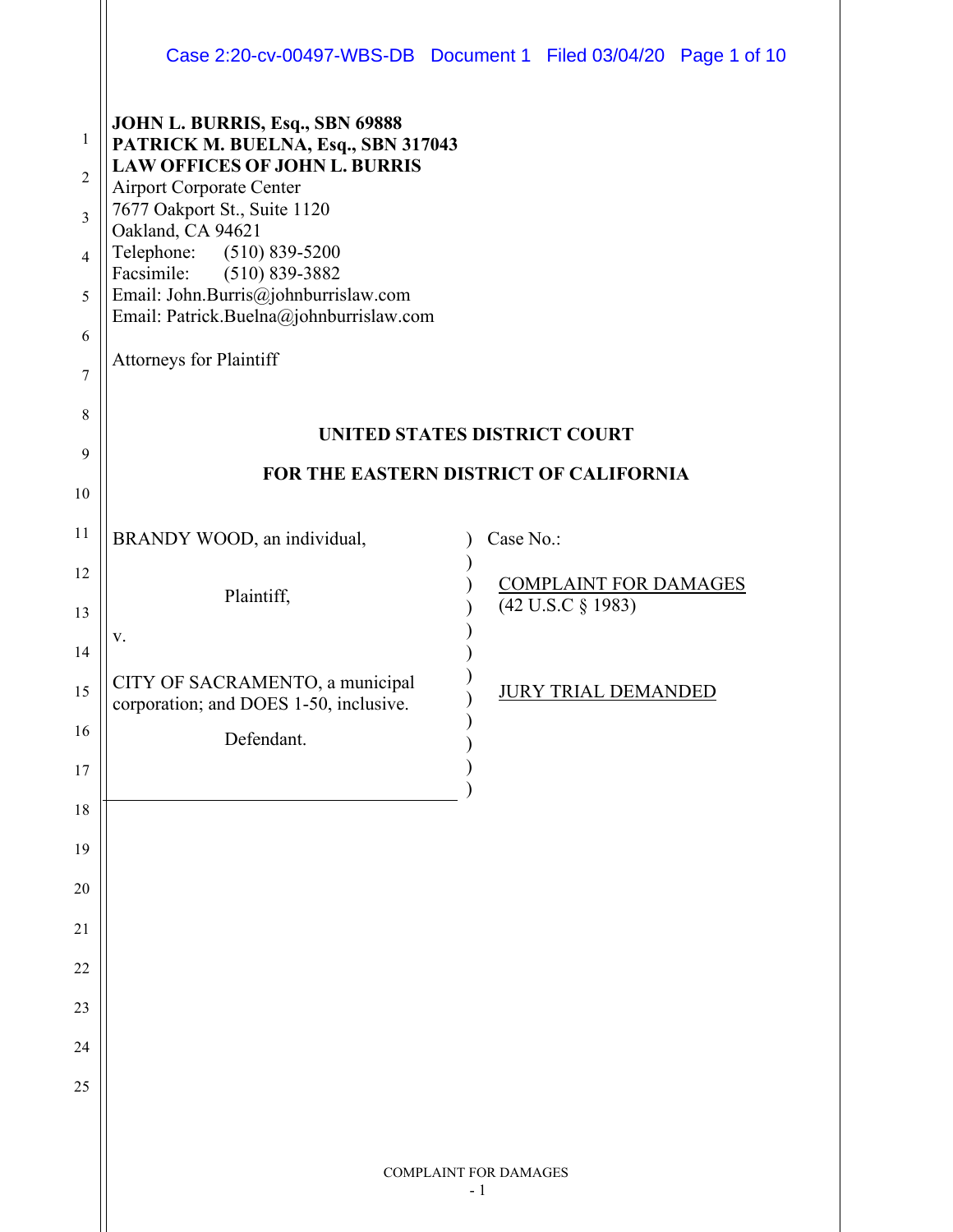**JOHN L. BURRIS, Esq., SBN 69888**
**PATRICK M. BUELNA, Esq., SBN 317043**
**LAW OFFICES OF JOHN L. BURRIS**
Airport Corporate Center
7677 Oakport St., Suite 1120
Oakland, CA 94621
Telephone: (510) 839-5200
Facsimile: (510) 839-3882
Email: John.Burris@johnburrislaw.com
Email: Patrick.Buelna@johnburrislaw.com

Attorneys for Plaintiff

**UNITED STATES DISTRICT COURT**

**FOR THE EASTERN DISTRICT OF CALIFORNIA**

| | |
|---|---|
| BRANDY WOOD, an individual, | Case No.: |
| Plaintiff, | COMPLAINT FOR DAMAGES (42 U.S.C § 1983) |
| v. | |
| CITY OF SACRAMENTO, a municipal corporation; and DOES 1-50, inclusive. | JURY TRIAL DEMANDED |
| Defendant. | |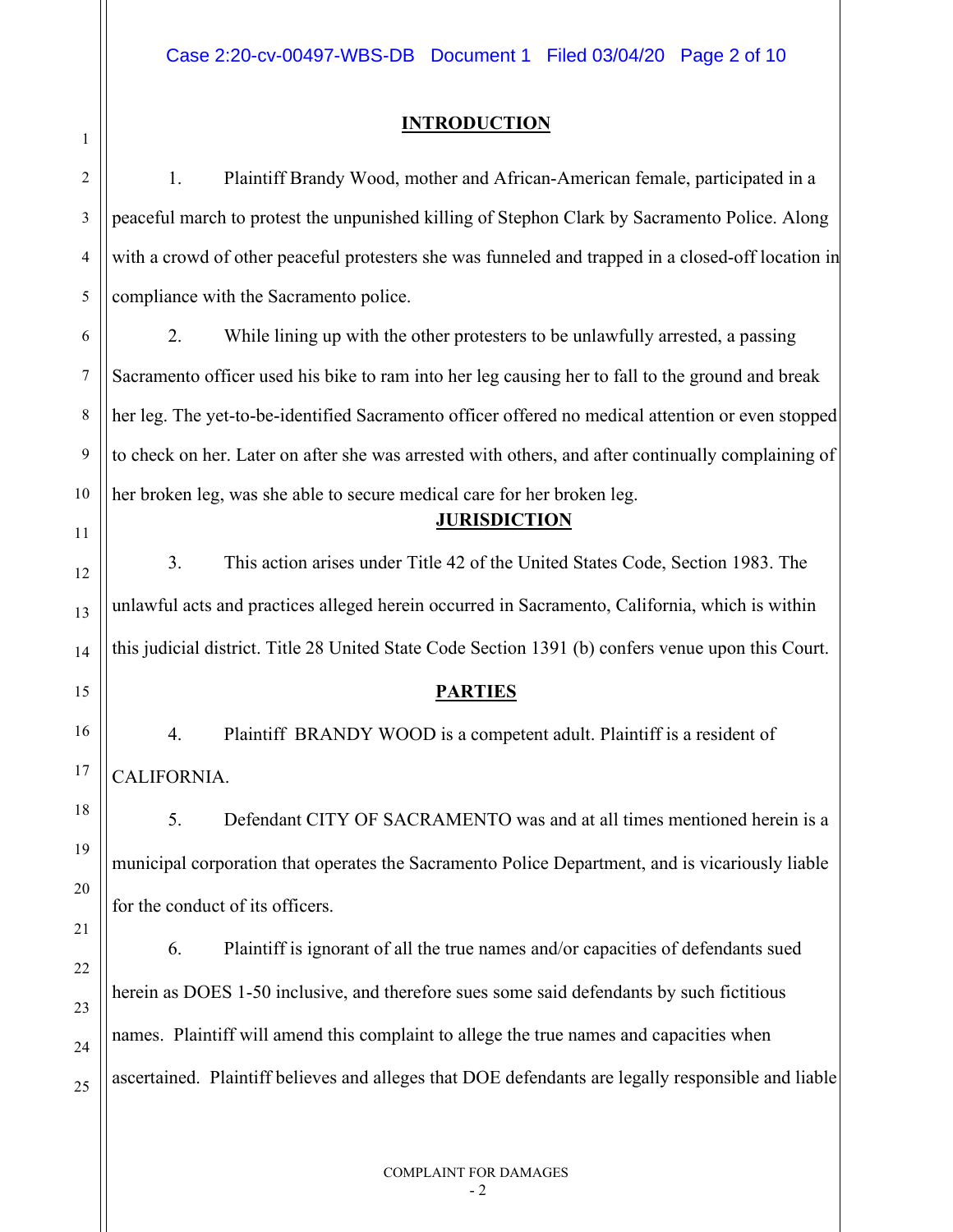## INTRODUCTION

1. Plaintiff Brandy Wood, mother and African-American female, participated in a peaceful march to protest the unpunished killing of Stephon Clark by Sacramento Police. Along with a crowd of other peaceful protesters she was funneled and trapped in a closed-off location in compliance with the Sacramento police.

2. While lining up with the other protesters to be unlawfully arrested, a passing Sacramento officer used his bike to ram into her leg causing her to fall to the ground and break her leg. The yet-to-be-identified Sacramento officer offered no medical attention or even stopped to check on her. Later on after she was arrested with others, and after continually complaining of her broken leg, was she able to secure medical care for her broken leg.

## JURISDICTION

3. This action arises under Title 42 of the United States Code, Section 1983. The unlawful acts and practices alleged herein occurred in Sacramento, California, which is within this judicial district. Title 28 United State Code Section 1391 (b) confers venue upon this Court.

## PARTIES

4. Plaintiff BRANDY WOOD is a competent adult. Plaintiff is a resident of CALIFORNIA.

5. Defendant CITY OF SACRAMENTO was and at all times mentioned herein is a municipal corporation that operates the Sacramento Police Department, and is vicariously liable for the conduct of its officers.

6. Plaintiff is ignorant of all the true names and/or capacities of defendants sued herein as DOES 1-50 inclusive, and therefore sues some said defendants by such fictitious names. Plaintiff will amend this complaint to allege the true names and capacities when ascertained. Plaintiff believes and alleges that DOE defendants are legally responsible and liable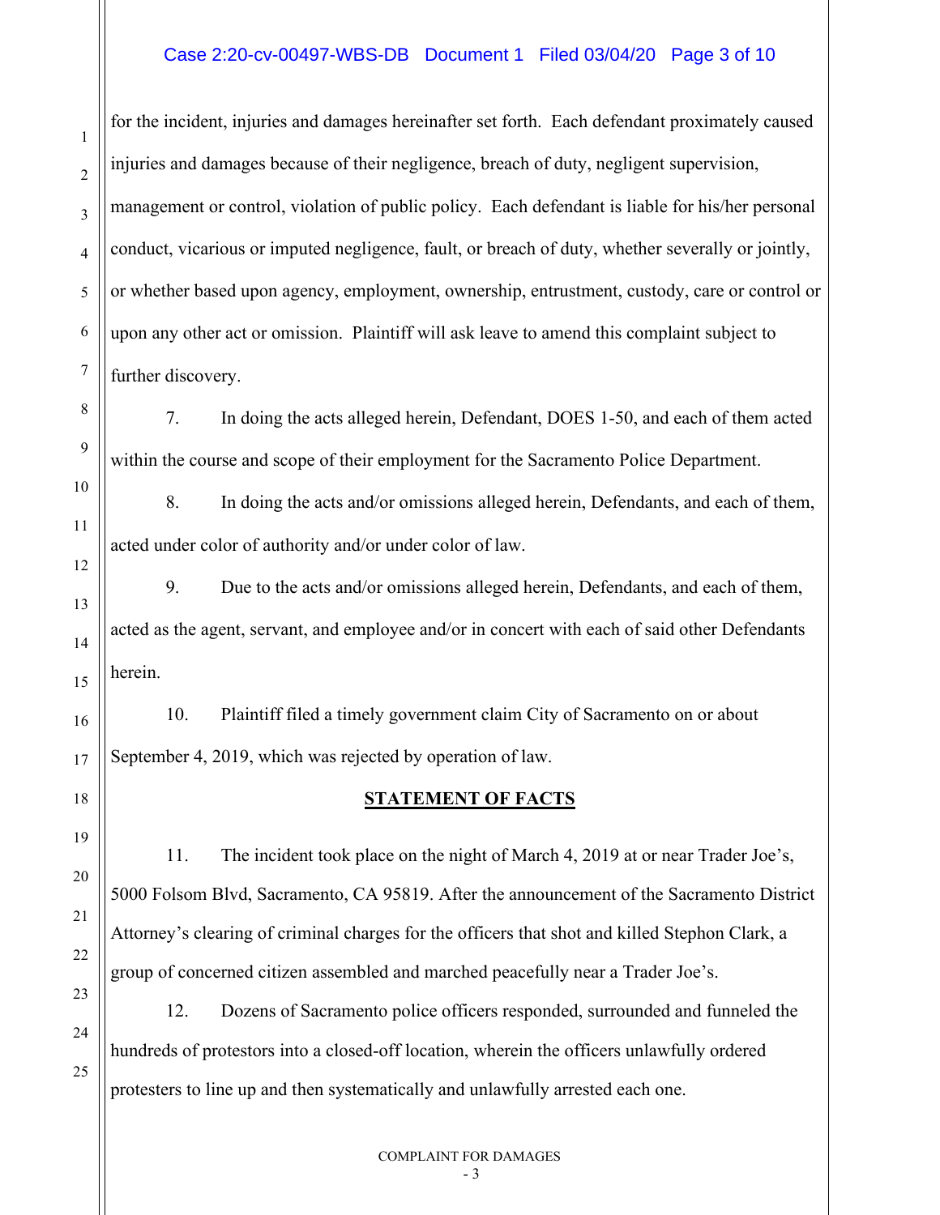for the incident, injuries and damages hereinafter set forth. Each defendant proximately caused injuries and damages because of their negligence, breach of duty, negligent supervision, management or control, violation of public policy. Each defendant is liable for his/her personal conduct, vicarious or imputed negligence, fault, or breach of duty, whether severally or jointly, or whether based upon agency, employment, ownership, entrustment, custody, care or control or upon any other act or omission. Plaintiff will ask leave to amend this complaint subject to further discovery.

7. In doing the acts alleged herein, Defendant, DOES 1-50, and each of them acted within the course and scope of their employment for the Sacramento Police Department.

8. In doing the acts and/or omissions alleged herein, Defendants, and each of them, acted under color of authority and/or under color of law.

9. Due to the acts and/or omissions alleged herein, Defendants, and each of them, acted as the agent, servant, and employee and/or in concert with each of said other Defendants herein.

10. Plaintiff filed a timely government claim City of Sacramento on or about September 4, 2019, which was rejected by operation of law.

## STATEMENT OF FACTS

11. The incident took place on the night of March 4, 2019 at or near Trader Joe's, 5000 Folsom Blvd, Sacramento, CA 95819. After the announcement of the Sacramento District Attorney's clearing of criminal charges for the officers that shot and killed Stephon Clark, a group of concerned citizen assembled and marched peacefully near a Trader Joe's.

12. Dozens of Sacramento police officers responded, surrounded and funneled the hundreds of protestors into a closed-off location, wherein the officers unlawfully ordered protesters to line up and then systematically and unlawfully arrested each one.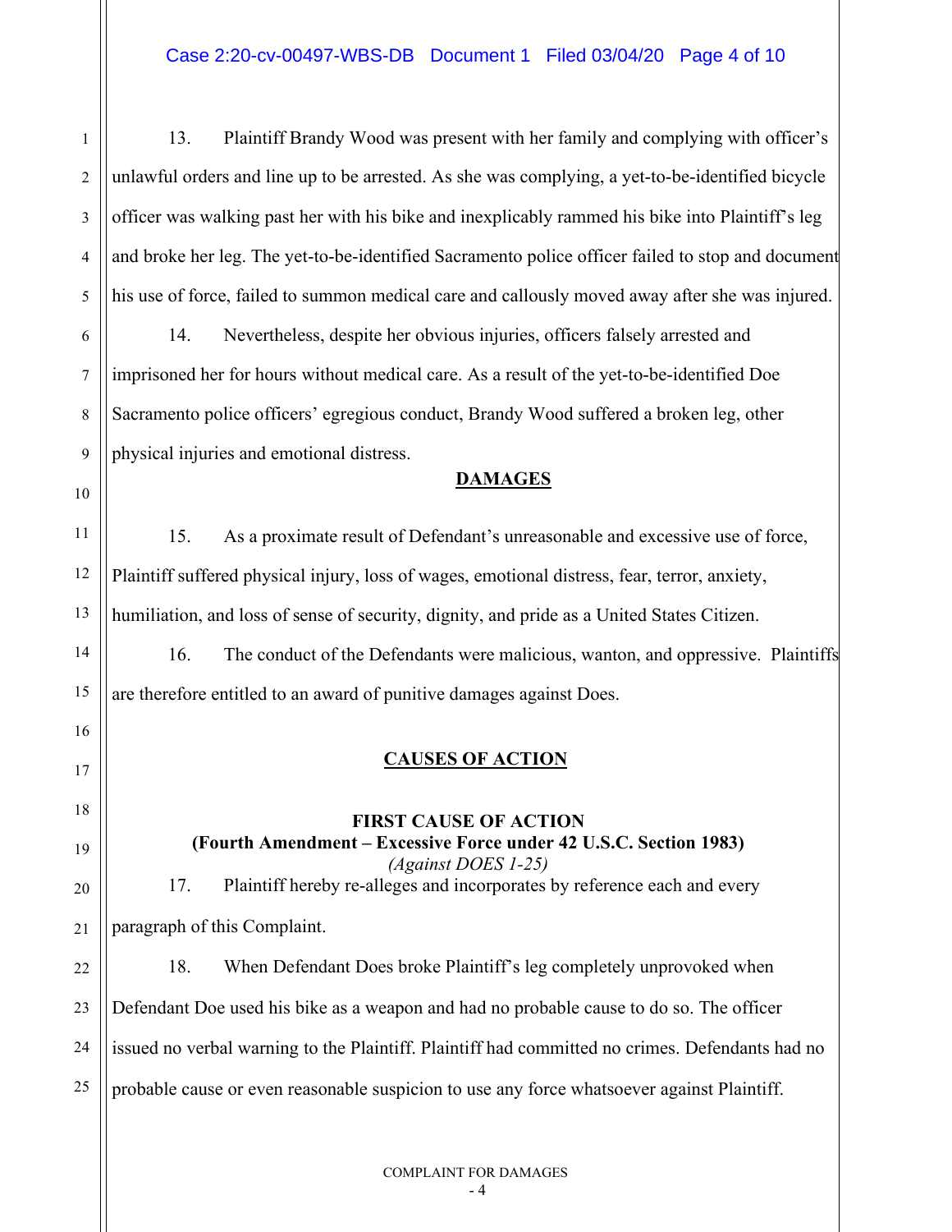13. Plaintiff Brandy Wood was present with her family and complying with officer's unlawful orders and line up to be arrested. As she was complying, a yet-to-be-identified bicycle officer was walking past her with his bike and inexplicably rammed his bike into Plaintiff's leg and broke her leg. The yet-to-be-identified Sacramento police officer failed to stop and document his use of force, failed to summon medical care and callously moved away after she was injured.

14. Nevertheless, despite her obvious injuries, officers falsely arrested and imprisoned her for hours without medical care. As a result of the yet-to-be-identified Doe Sacramento police officers' egregious conduct, Brandy Wood suffered a broken leg, other physical injuries and emotional distress.

**DAMAGES**

15. As a proximate result of Defendant's unreasonable and excessive use of force, Plaintiff suffered physical injury, loss of wages, emotional distress, fear, terror, anxiety, humiliation, and loss of sense of security, dignity, and pride as a United States Citizen.

16. The conduct of the Defendants were malicious, wanton, and oppressive. Plaintiffs are therefore entitled to an award of punitive damages against Does.

**CAUSES OF ACTION**

**FIRST CAUSE OF ACTION**
**(Fourth Amendment – Excessive Force under 42 U.S.C. Section 1983)**
*(Against DOES 1-25)*

17. Plaintiff hereby re-alleges and incorporates by reference each and every paragraph of this Complaint.

18. When Defendant Does broke Plaintiff's leg completely unprovoked when Defendant Doe used his bike as a weapon and had no probable cause to do so. The officer issued no verbal warning to the Plaintiff. Plaintiff had committed no crimes. Defendants had no probable cause or even reasonable suspicion to use any force whatsoever against Plaintiff.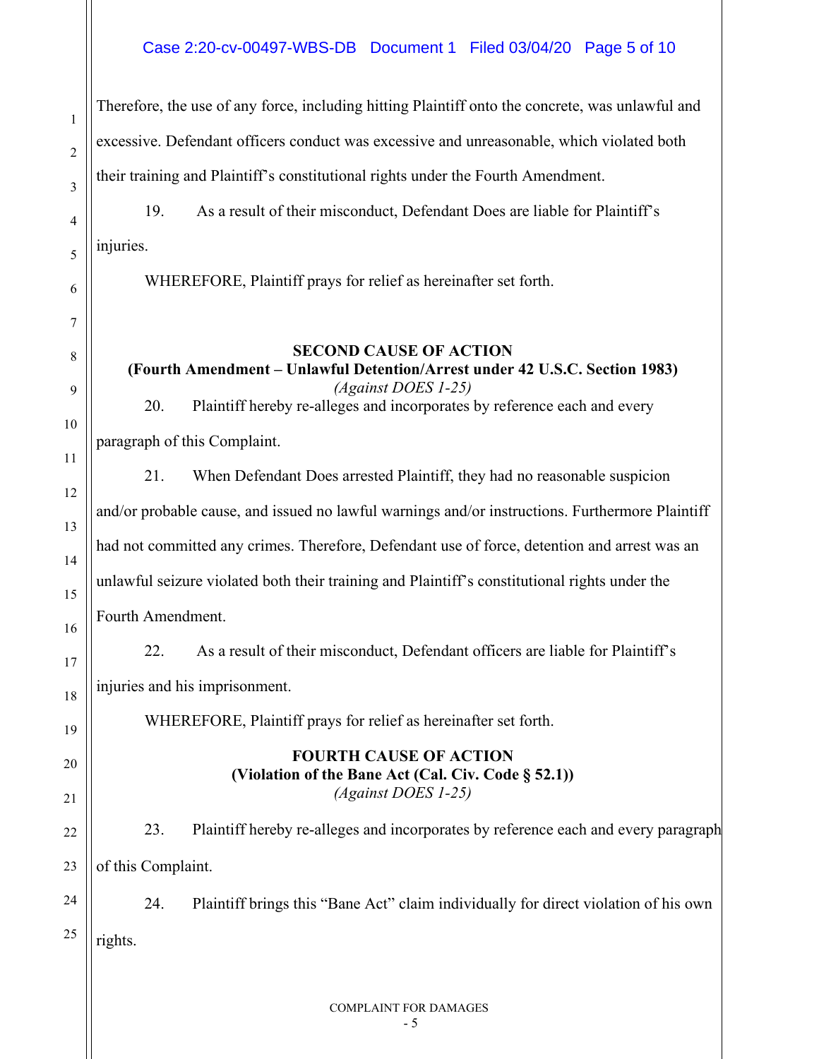Therefore, the use of any force, including hitting Plaintiff onto the concrete, was unlawful and excessive. Defendant officers conduct was excessive and unreasonable, which violated both their training and Plaintiff's constitutional rights under the Fourth Amendment.

19. As a result of their misconduct, Defendant Does are liable for Plaintiff's injuries.

WHEREFORE, Plaintiff prays for relief as hereinafter set forth.

**SECOND CAUSE OF ACTION**
**(Fourth Amendment – Unlawful Detention/Arrest under 42 U.S.C. Section 1983)**
*(Against DOES 1-25)*

20. Plaintiff hereby re-alleges and incorporates by reference each and every paragraph of this Complaint.

21. When Defendant Does arrested Plaintiff, they had no reasonable suspicion and/or probable cause, and issued no lawful warnings and/or instructions. Furthermore Plaintiff had not committed any crimes. Therefore, Defendant use of force, detention and arrest was an unlawful seizure violated both their training and Plaintiff's constitutional rights under the Fourth Amendment.

22. As a result of their misconduct, Defendant officers are liable for Plaintiff's injuries and his imprisonment.

WHEREFORE, Plaintiff prays for relief as hereinafter set forth.

**FOURTH CAUSE OF ACTION**
**(Violation of the Bane Act (Cal. Civ. Code § 52.1))**
*(Against DOES 1-25)*

23. Plaintiff hereby re-alleges and incorporates by reference each and every paragraph of this Complaint.

24. Plaintiff brings this "Bane Act" claim individually for direct violation of his own rights.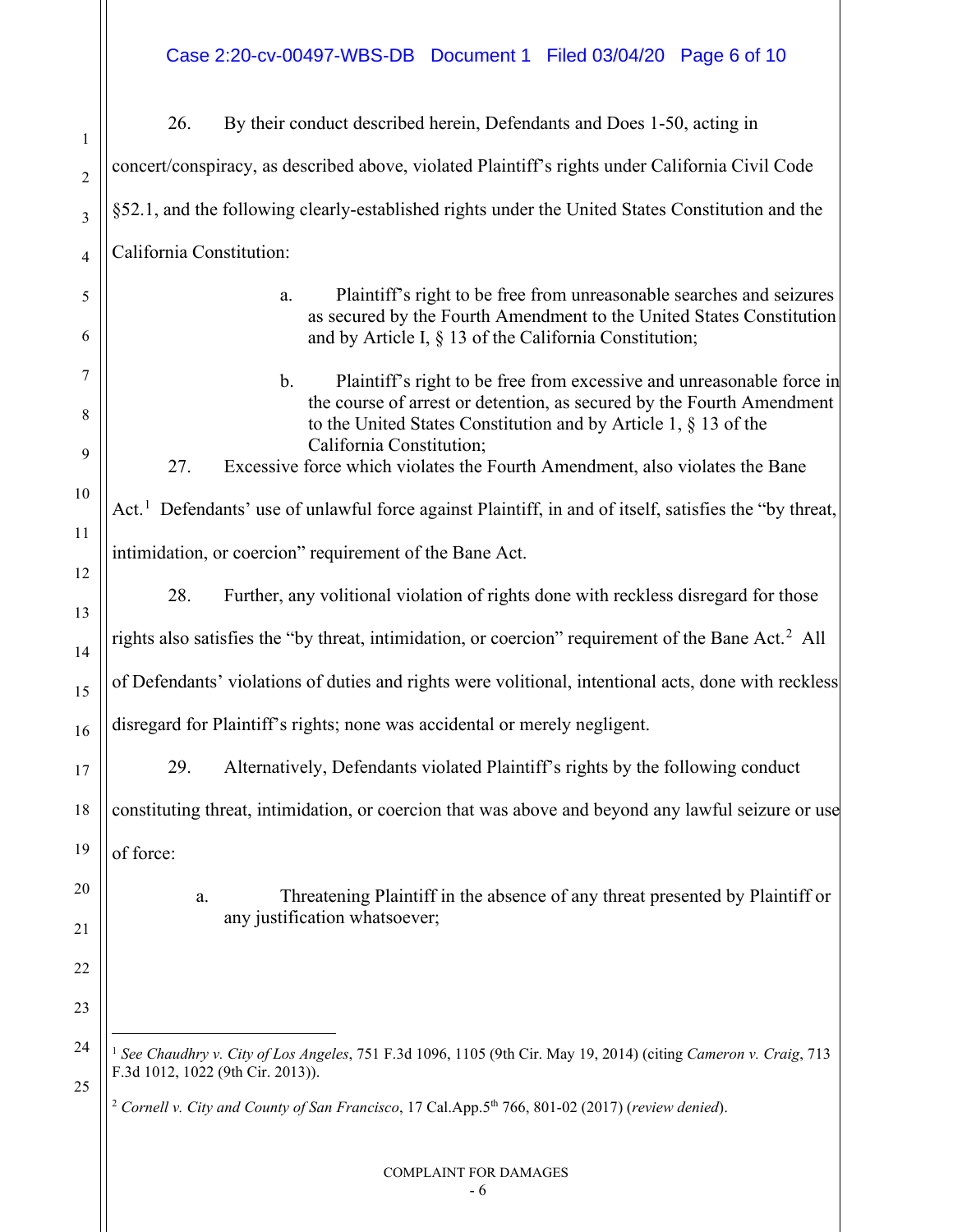26. By their conduct described herein, Defendants and Does 1-50, acting in concert/conspiracy, as described above, violated Plaintiff's rights under California Civil Code §52.1, and the following clearly-established rights under the United States Constitution and the California Constitution:

a. Plaintiff's right to be free from unreasonable searches and seizures as secured by the Fourth Amendment to the United States Constitution and by Article I, § 13 of the California Constitution;

b. Plaintiff's right to be free from excessive and unreasonable force in the course of arrest or detention, as secured by the Fourth Amendment to the United States Constitution and by Article 1, § 13 of the California Constitution;

27. Excessive force which violates the Fourth Amendment, also violates the Bane Act.[1] Defendants' use of unlawful force against Plaintiff, in and of itself, satisfies the "by threat, intimidation, or coercion" requirement of the Bane Act.

28. Further, any volitional violation of rights done with reckless disregard for those rights also satisfies the "by threat, intimidation, or coercion" requirement of the Bane Act.[2] All of Defendants' violations of duties and rights were volitional, intentional acts, done with reckless disregard for Plaintiff's rights; none was accidental or merely negligent.

29. Alternatively, Defendants violated Plaintiff's rights by the following conduct constituting threat, intimidation, or coercion that was above and beyond any lawful seizure or use of force:

a. Threatening Plaintiff in the absence of any threat presented by Plaintiff or any justification whatsoever;

---

[1] *See Chaudhry v. City of Los Angeles*, 751 F.3d 1096, 1105 (9th Cir. May 19, 2014) (citing *Cameron v. Craig*, 713 F.3d 1012, 1022 (9th Cir. 2013)).

[2] *Cornell v. City and County of San Francisco*, 17 Cal.App.5th 766, 801-02 (2017) (*review denied*).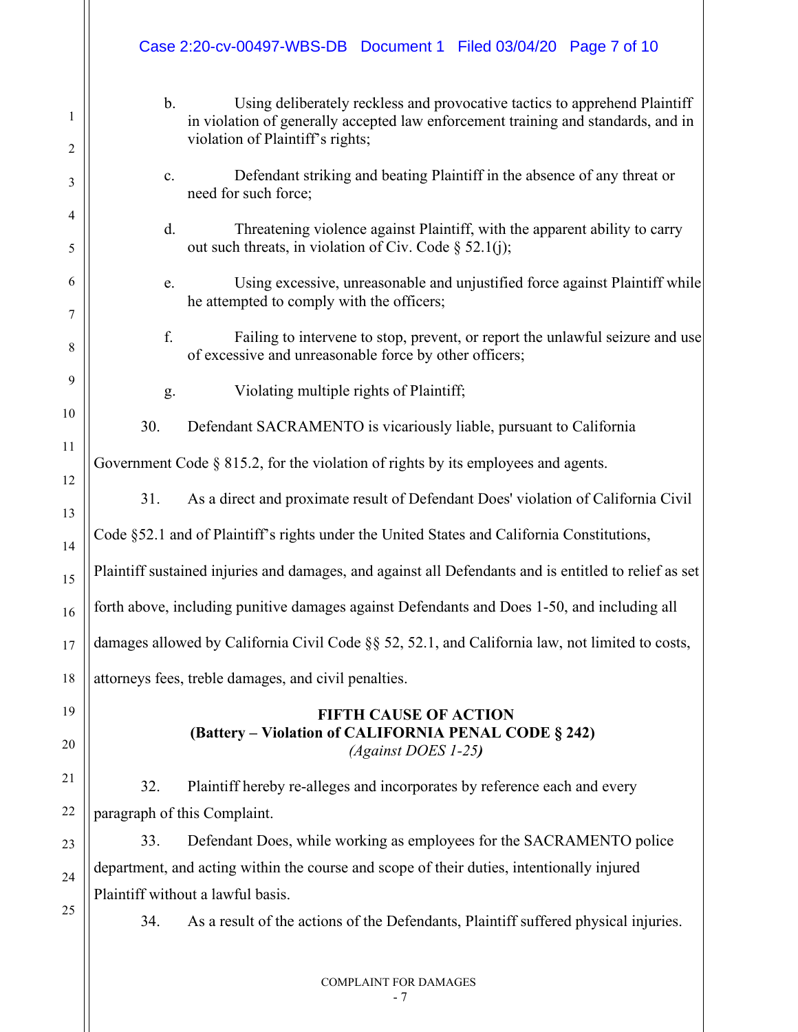b. Using deliberately reckless and provocative tactics to apprehend Plaintiff in violation of generally accepted law enforcement training and standards, and in violation of Plaintiff's rights;

c. Defendant striking and beating Plaintiff in the absence of any threat or need for such force;

d. Threatening violence against Plaintiff, with the apparent ability to carry out such threats, in violation of Civ. Code § 52.1(j);

e. Using excessive, unreasonable and unjustified force against Plaintiff while he attempted to comply with the officers;

f. Failing to intervene to stop, prevent, or report the unlawful seizure and use of excessive and unreasonable force by other officers;

g. Violating multiple rights of Plaintiff;

30. Defendant SACRAMENTO is vicariously liable, pursuant to California Government Code § 815.2, for the violation of rights by its employees and agents.

31. As a direct and proximate result of Defendant Does' violation of California Civil Code §52.1 and of Plaintiff's rights under the United States and California Constitutions, Plaintiff sustained injuries and damages, and against all Defendants and is entitled to relief as set forth above, including punitive damages against Defendants and Does 1-50, and including all damages allowed by California Civil Code §§ 52, 52.1, and California law, not limited to costs, attorneys fees, treble damages, and civil penalties.

**FIFTH CAUSE OF ACTION**
**(Battery – Violation of CALIFORNIA PENAL CODE § 242)**
*(Against DOES 1-25)*

32. Plaintiff hereby re-alleges and incorporates by reference each and every paragraph of this Complaint.

33. Defendant Does, while working as employees for the SACRAMENTO police department, and acting within the course and scope of their duties, intentionally injured Plaintiff without a lawful basis.

34. As a result of the actions of the Defendants, Plaintiff suffered physical injuries.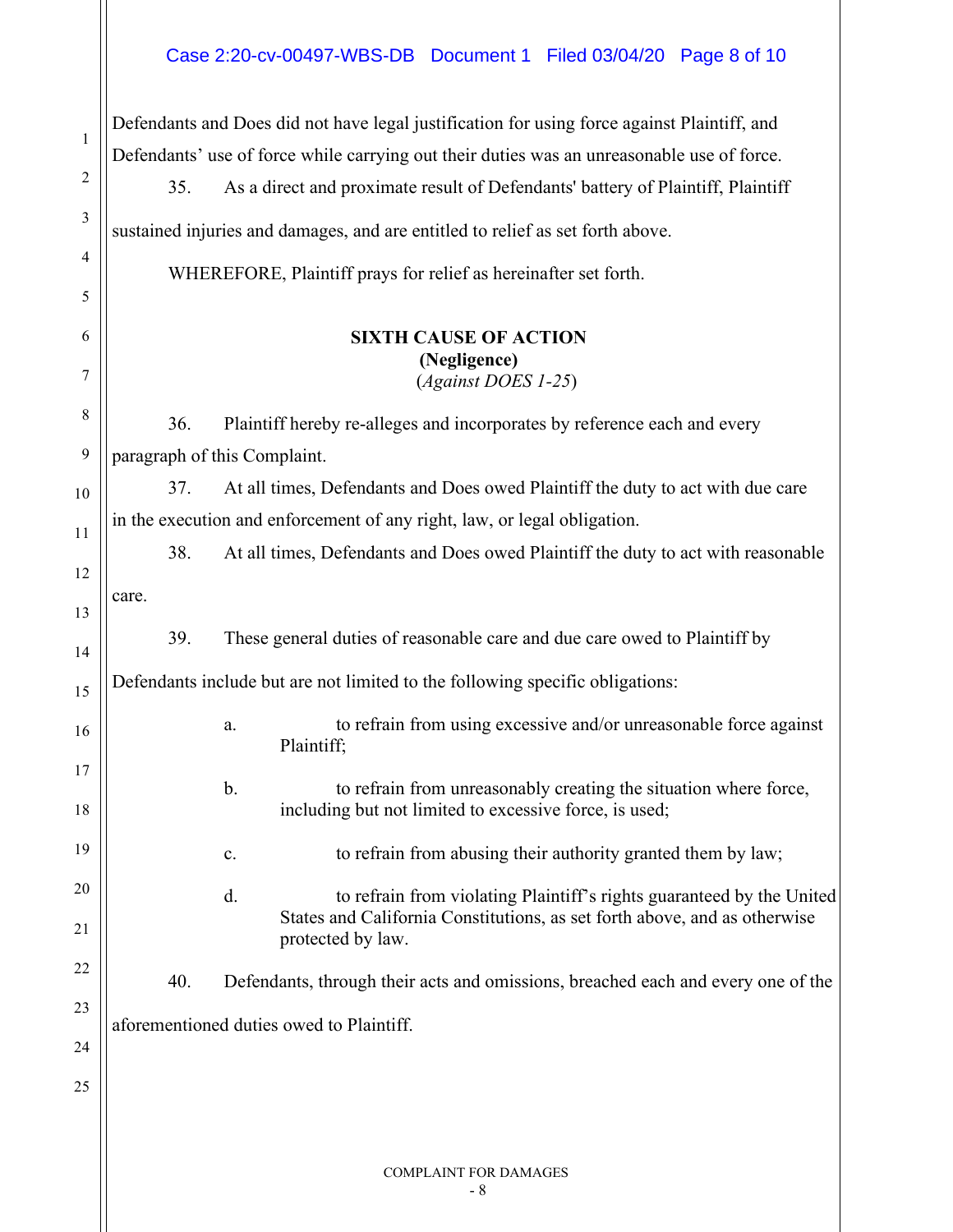Defendants and Does did not have legal justification for using force against Plaintiff, and Defendants' use of force while carrying out their duties was an unreasonable use of force.

35. As a direct and proximate result of Defendants' battery of Plaintiff, Plaintiff sustained injuries and damages, and are entitled to relief as set forth above.

WHEREFORE, Plaintiff prays for relief as hereinafter set forth.

**SIXTH CAUSE OF ACTION**
**(Negligence)**
(*Against DOES 1-25*)

36. Plaintiff hereby re-alleges and incorporates by reference each and every paragraph of this Complaint.

37. At all times, Defendants and Does owed Plaintiff the duty to act with due care in the execution and enforcement of any right, law, or legal obligation.

38. At all times, Defendants and Does owed Plaintiff the duty to act with reasonable care.

39. These general duties of reasonable care and due care owed to Plaintiff by Defendants include but are not limited to the following specific obligations:

a. to refrain from using excessive and/or unreasonable force against Plaintiff;

b. to refrain from unreasonably creating the situation where force, including but not limited to excessive force, is used;

c. to refrain from abusing their authority granted them by law;

d. to refrain from violating Plaintiff's rights guaranteed by the United States and California Constitutions, as set forth above, and as otherwise protected by law.

40. Defendants, through their acts and omissions, breached each and every one of the aforementioned duties owed to Plaintiff.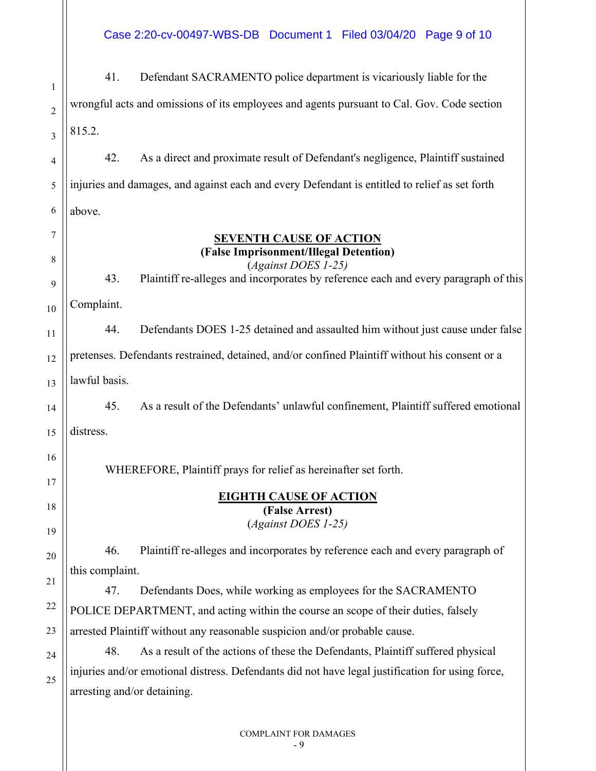41. Defendant SACRAMENTO police department is vicariously liable for the wrongful acts and omissions of its employees and agents pursuant to Cal. Gov. Code section 815.2.

42. As a direct and proximate result of Defendant's negligence, Plaintiff sustained injuries and damages, and against each and every Defendant is entitled to relief as set forth above.

**SEVENTH CAUSE OF ACTION**
**(False Imprisonment/Illegal Detention)**
*(Against DOES 1-25)*

43. Plaintiff re-alleges and incorporates by reference each and every paragraph of this Complaint.

44. Defendants DOES 1-25 detained and assaulted him without just cause under false pretenses. Defendants restrained, detained, and/or confined Plaintiff without his consent or a lawful basis.

45. As a result of the Defendants' unlawful confinement, Plaintiff suffered emotional distress.

WHEREFORE, Plaintiff prays for relief as hereinafter set forth.

**EIGHTH CAUSE OF ACTION**
**(False Arrest)**
*(Against DOES 1-25)*

46. Plaintiff re-alleges and incorporates by reference each and every paragraph of this complaint.

47. Defendants Does, while working as employees for the SACRAMENTO POLICE DEPARTMENT, and acting within the course an scope of their duties, falsely arrested Plaintiff without any reasonable suspicion and/or probable cause.

48. As a result of the actions of these the Defendants, Plaintiff suffered physical injuries and/or emotional distress. Defendants did not have legal justification for using force, arresting and/or detaining.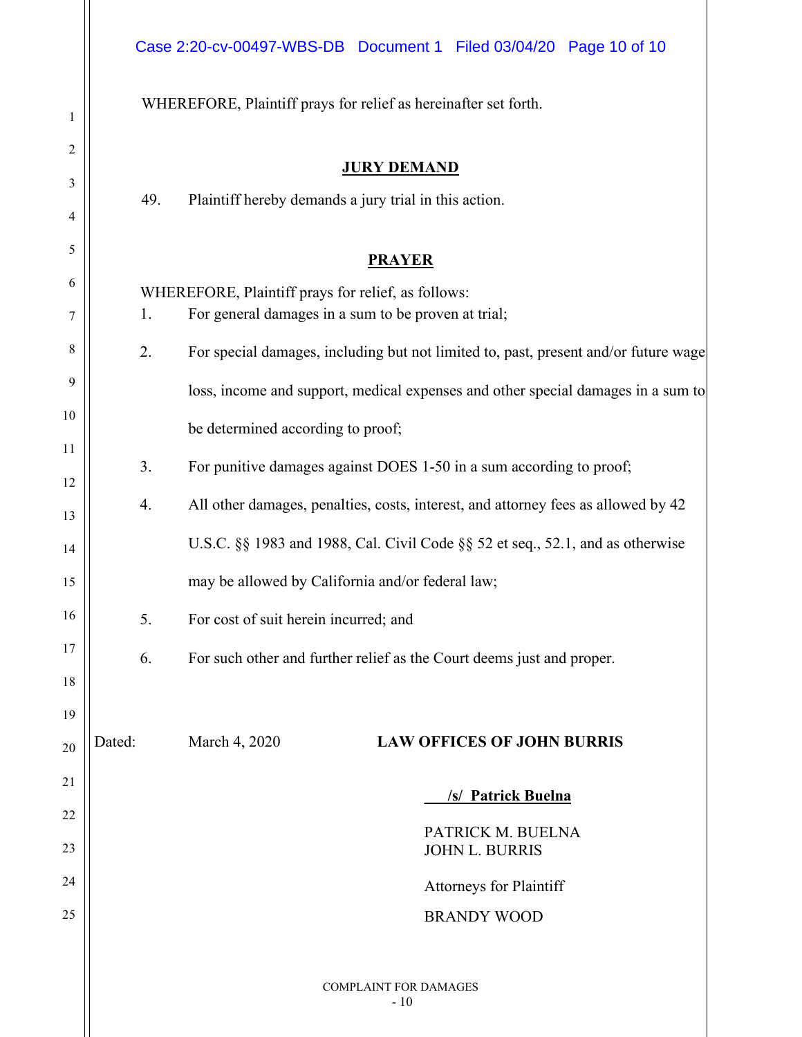WHEREFORE, Plaintiff prays for relief as hereinafter set forth.

## JURY DEMAND

49. Plaintiff hereby demands a jury trial in this action.

## PRAYER

WHEREFORE, Plaintiff prays for relief, as follows:

1. For general damages in a sum to be proven at trial;
2. For special damages, including but not limited to, past, present and/or future wage loss, income and support, medical expenses and other special damages in a sum to be determined according to proof;
3. For punitive damages against DOES 1-50 in a sum according to proof;
4. All other damages, penalties, costs, interest, and attorney fees as allowed by 42 U.S.C. §§ 1983 and 1988, Cal. Civil Code §§ 52 et seq., 52.1, and as otherwise may be allowed by California and/or federal law;
5. For cost of suit herein incurred; and
6. For such other and further relief as the Court deems just and proper.

Dated: March 4, 2020 **LAW OFFICES OF JOHN BURRIS**

**/s/ Patrick Buelna**

PATRICK M. BUELNA
JOHN L. BURRIS

Attorneys for Plaintiff

BRANDY WOOD

COMPLAINT FOR DAMAGES